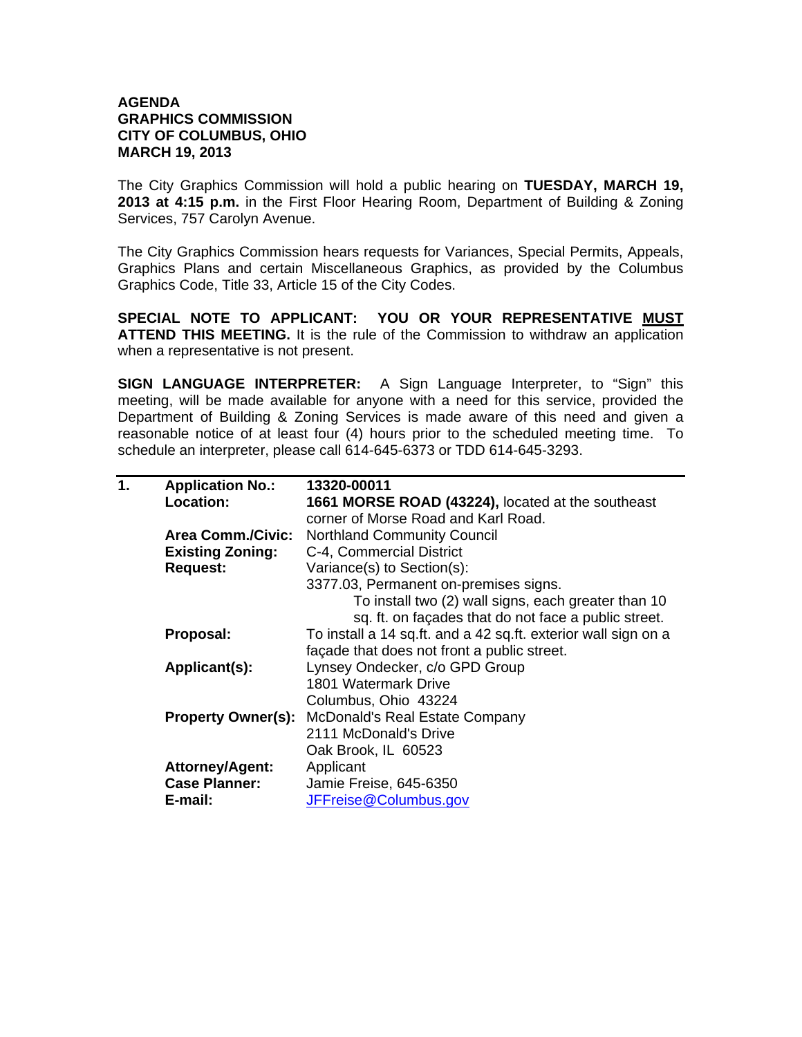**AGENDA**
**GRAPHICS COMMISSION**
**CITY OF COLUMBUS, OHIO**
**MARCH 19, 2013**

The City Graphics Commission will hold a public hearing on **TUESDAY, MARCH 19, 2013 at 4:15 p.m.** in the First Floor Hearing Room, Department of Building & Zoning Services, 757 Carolyn Avenue.

The City Graphics Commission hears requests for Variances, Special Permits, Appeals, Graphics Plans and certain Miscellaneous Graphics, as provided by the Columbus Graphics Code, Title 33, Article 15 of the City Codes.

**SPECIAL NOTE TO APPLICANT: YOU OR YOUR REPRESENTATIVE <u>MUST</u> ATTEND THIS MEETING.** It is the rule of the Commission to withdraw an application when a representative is not present.

**SIGN LANGUAGE INTERPRETER:** A Sign Language Interpreter, to "Sign" this meeting, will be made available for anyone with a need for this service, provided the Department of Building & Zoning Services is made aware of this need and given a reasonable notice of at least four (4) hours prior to the scheduled meeting time. To schedule an interpreter, please call 614-645-6373 or TDD 614-645-3293.

---

| | | |
|---|---|---|
| **1.** | **Application No.:** | **13320-00011** |
| | **Location:** | **1661 MORSE ROAD (43224),** located at the southeast corner of Morse Road and Karl Road. |
| | **Area Comm./Civic:** | Northland Community Council |
| | **Existing Zoning:** | C-4, Commercial District |
| | **Request:** | Variance(s) to Section(s):<br>3377.03, Permanent on-premises signs.<br>To install two (2) wall signs, each greater than 10 sq. ft. on façades that do not face a public street. |
| | **Proposal:** | To install a 14 sq.ft. and a 42 sq.ft. exterior wall sign on a façade that does not front a public street. |
| | **Applicant(s):** | Lynsey Ondecker, c/o GPD Group<br>1801 Watermark Drive<br>Columbus, Ohio 43224 |
| | **Property Owner(s):** | McDonald's Real Estate Company<br>2111 McDonald's Drive<br>Oak Brook, IL 60523 |
| | **Attorney/Agent:** | Applicant |
| | **Case Planner:** | Jamie Freise, 645-6350 |
| | **E-mail:** | JFFreise@Columbus.gov |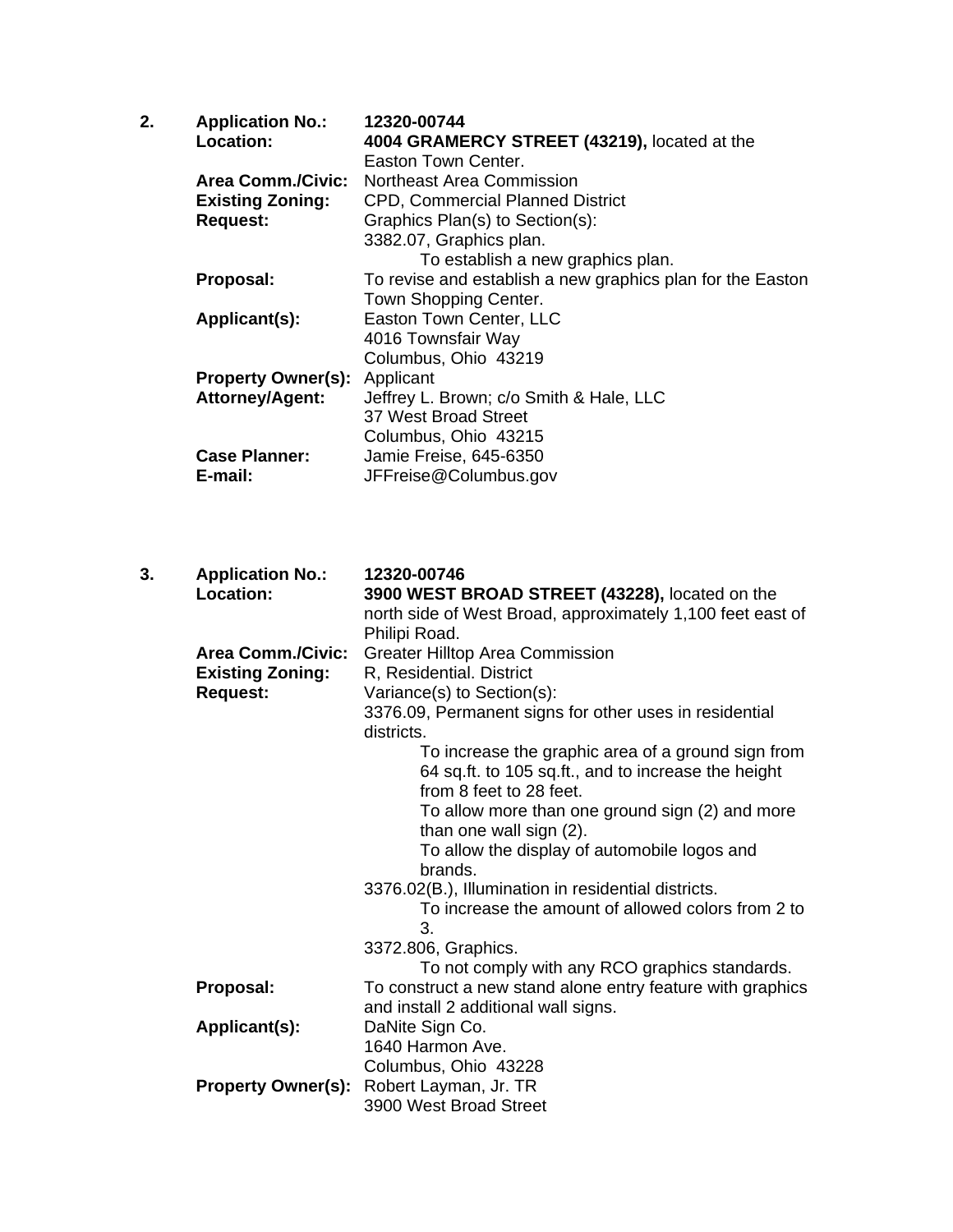2. **Application No.:** **12320-00744**

**Location:** **4004 GRAMERCY STREET (43219),** located at the Easton Town Center.

**Area Comm./Civic:** Northeast Area Commission

**Existing Zoning:** CPD, Commercial Planned District

**Request:** Graphics Plan(s) to Section(s):
3382.07, Graphics plan.
To establish a new graphics plan.

**Proposal:** To revise and establish a new graphics plan for the Easton Town Shopping Center.

**Applicant(s):** Easton Town Center, LLC
4016 Townsfair Way
Columbus, Ohio 43219

**Property Owner(s):** Applicant

**Attorney/Agent:** Jeffrey L. Brown; c/o Smith & Hale, LLC
37 West Broad Street
Columbus, Ohio 43215

**Case Planner:** Jamie Freise, 645-6350

**E-mail:** JFFreise@Columbus.gov

3. **Application No.:** **12320-00746**

**Location:** **3900 WEST BROAD STREET (43228),** located on the north side of West Broad, approximately 1,100 feet east of Philipi Road.

**Area Comm./Civic:** Greater Hilltop Area Commission

**Existing Zoning:** R, Residential. District

**Request:** Variance(s) to Section(s):
3376.09, Permanent signs for other uses in residential districts.
To increase the graphic area of a ground sign from 64 sq.ft. to 105 sq.ft., and to increase the height from 8 feet to 28 feet.
To allow more than one ground sign (2) and more than one wall sign (2).
To allow the display of automobile logos and brands.
3376.02(B.), Illumination in residential districts.
To increase the amount of allowed colors from 2 to 3.
3372.806, Graphics.
To not comply with any RCO graphics standards.

**Proposal:** To construct a new stand alone entry feature with graphics and install 2 additional wall signs.

**Applicant(s):** DaNite Sign Co.
1640 Harmon Ave.
Columbus, Ohio 43228

**Property Owner(s):** Robert Layman, Jr. TR
3900 West Broad Street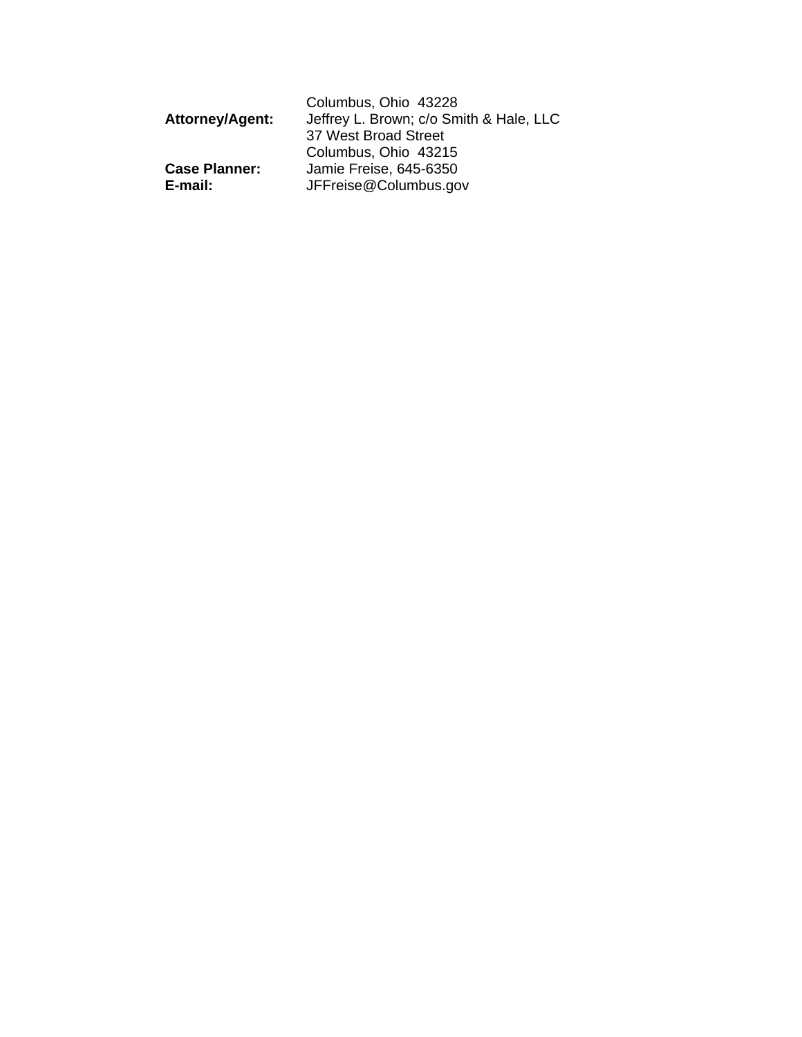Columbus, Ohio 43228

**Attorney/Agent:** Jeffrey L. Brown; c/o Smith & Hale, LLC
37 West Broad Street
Columbus, Ohio 43215

**Case Planner:** Jamie Freise, 645-6350

**E-mail:** JFFreise@Columbus.gov